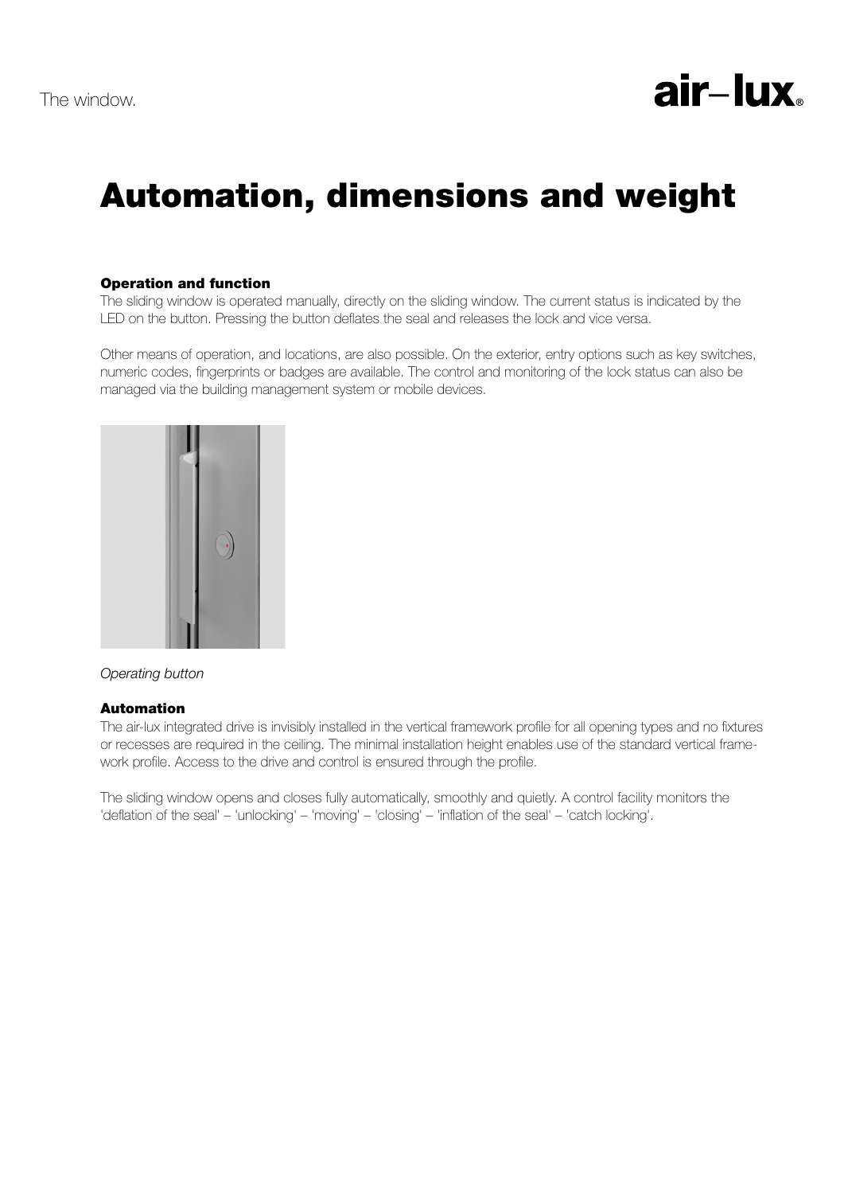# Automation, dimensions and weight

### Operation and function

The sliding window is operated manually, directly on the sliding window. The current status is indicated by the LED on the button. Pressing the button deflates the seal and releases the lock and vice versa.

Other means of operation, and locations, are also possible. On the exterior, entry options such as key switches, numeric codes, fingerprints or badges are available. The control and monitoring of the lock status can also be managed via the building management system or mobile devices.

*Operating button*

### Automation

The air-lux integrated drive is invisibly installed in the vertical framework profile for all opening types and no fixtures or recesses are required in the ceiling. The minimal installation height enables use of the standard vertical framework profile. Access to the drive and control is ensured through the profile.

The sliding window opens and closes fully automatically, smoothly and quietly. A control facility monitors the 'deflation of the seal' – 'unlocking' – 'moving' – 'closing' – 'inflation of the seal' – 'catch locking'.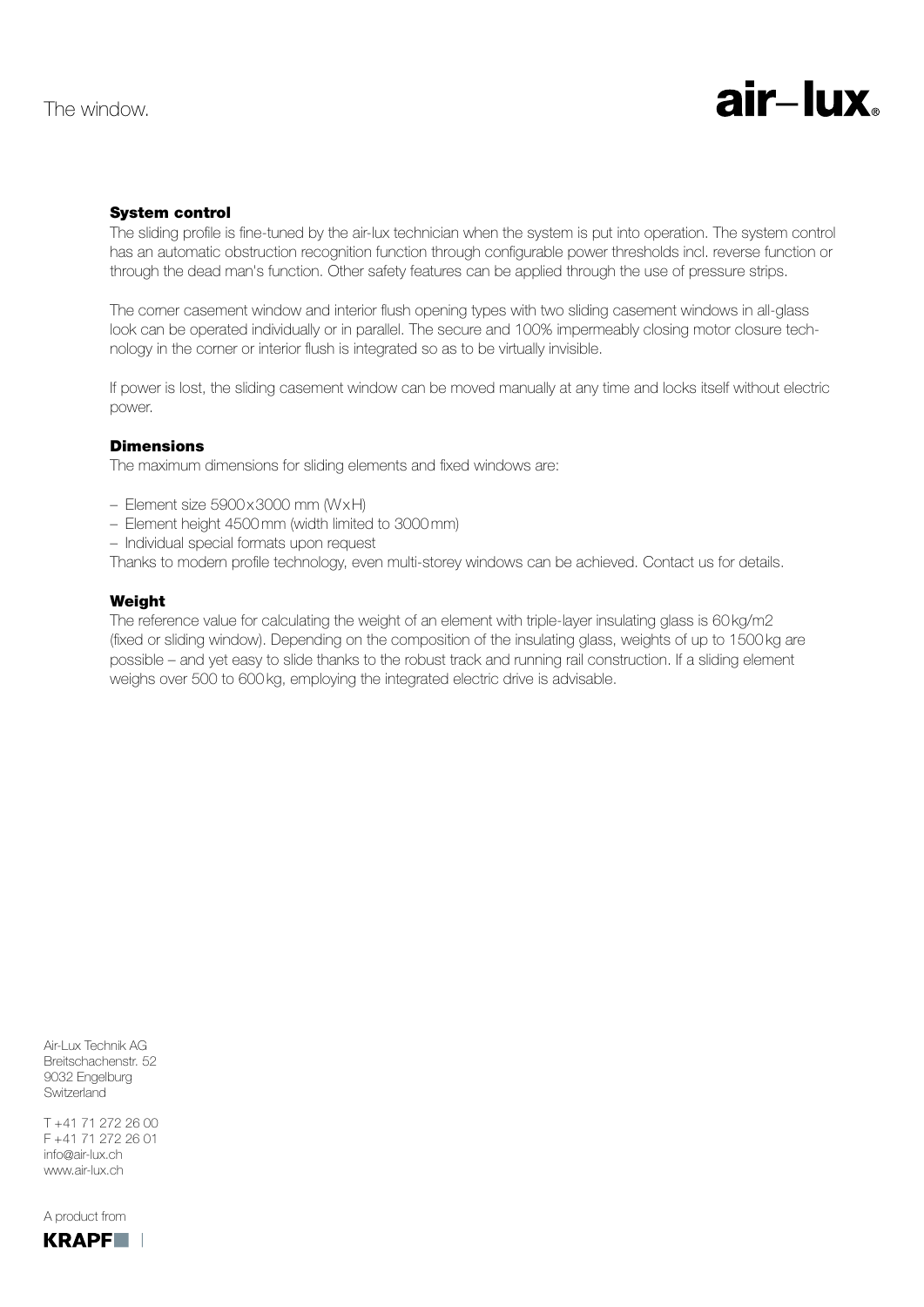### System control

The sliding profile is fine-tuned by the air-lux technician when the system is put into operation. The system control has an automatic obstruction recognition function through configurable power thresholds incl. reverse function or through the dead man's function. Other safety features can be applied through the use of pressure strips.

The corner casement window and interior flush opening types with two sliding casement windows in all-glass look can be operated individually or in parallel. The secure and 100% impermeably closing motor closure technology in the corner or interior flush is integrated so as to be virtually invisible.

If power is lost, the sliding casement window can be moved manually at any time and locks itself without electric power.

### Dimensions

The maximum dimensions for sliding elements and fixed windows are:

- Element size 5900 x 3000 mm (W x H)
- Element height 4500 mm (width limited to 3000 mm)
- Individual special formats upon request

Thanks to modern profile technology, even multi-storey windows can be achieved. Contact us for details.

### Weight

The reference value for calculating the weight of an element with triple-layer insulating glass is 60 kg/m2 (fixed or sliding window). Depending on the composition of the insulating glass, weights of up to 1500 kg are possible – and yet easy to slide thanks to the robust track and running rail construction. If a sliding element weighs over 500 to 600 kg, employing the integrated electric drive is advisable.

Air-Lux Technik AG
Breitschachenstr. 52
9032 Engelburg
Switzerland

T +41 71 272 26 00
F +41 71 272 26 01
info@air-lux.ch
www.air-lux.ch

A product from
KRAPF